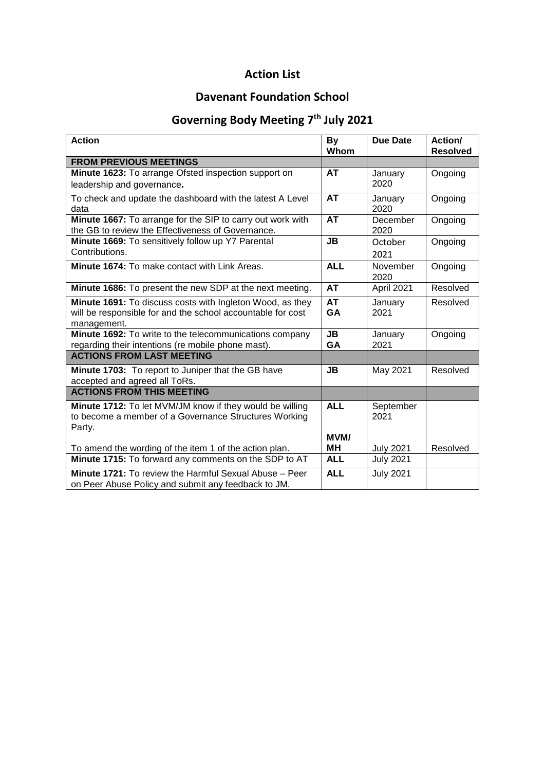# Action List

## Davenant Foundation School

## Governing Body Meeting 7th July 2021

| Action | By Whom | Due Date | Action/ Resolved |
|---|---|---|---|
| **FROM PREVIOUS MEETINGS** | | | |
| **Minute 1623:** To arrange Ofsted inspection support on leadership and governance**.** | **AT** | January 2020 | Ongoing |
| To check and update the dashboard with the latest A Level data | **AT** | January 2020 | Ongoing |
| **Minute 1667:** To arrange for the SIP to carry out work with the GB to review the Effectiveness of Governance. | **AT** | December 2020 | Ongoing |
| **Minute 1669:** To sensitively follow up Y7 Parental Contributions. | **JB** | October 2021 | Ongoing |
| **Minute 1674:** To make contact with Link Areas. | **ALL** | November 2020 | Ongoing |
| **Minute 1686:** To present the new SDP at the next meeting. | **AT** | April 2021 | Resolved |
| **Minute 1691:** To discuss costs with Ingleton Wood, as they will be responsible for and the school accountable for cost management. | **AT GA** | January 2021 | Resolved |
| **Minute 1692:** To write to the telecommunications company regarding their intentions (re mobile phone mast). | **JB GA** | January 2021 | Ongoing |
| **ACTIONS FROM LAST MEETING** | | | |
| **Minute 1703:** To report to Juniper that the GB have accepted and agreed all ToRs. | **JB** | May 2021 | Resolved |
| **ACTIONS FROM THIS MEETING** | | | |
| **Minute 1712:** To let MVM/JM know if they would be willing to become a member of a Governance Structures Working Party. | **ALL** | September 2021 | |
| To amend the wording of the item 1 of the action plan. | **MVM/ MH** | July 2021 | Resolved |
| **Minute 1715:** To forward any comments on the SDP to AT | **ALL** | July 2021 | |
| **Minute 1721:** To review the Harmful Sexual Abuse – Peer on Peer Abuse Policy and submit any feedback to JM. | **ALL** | July 2021 | |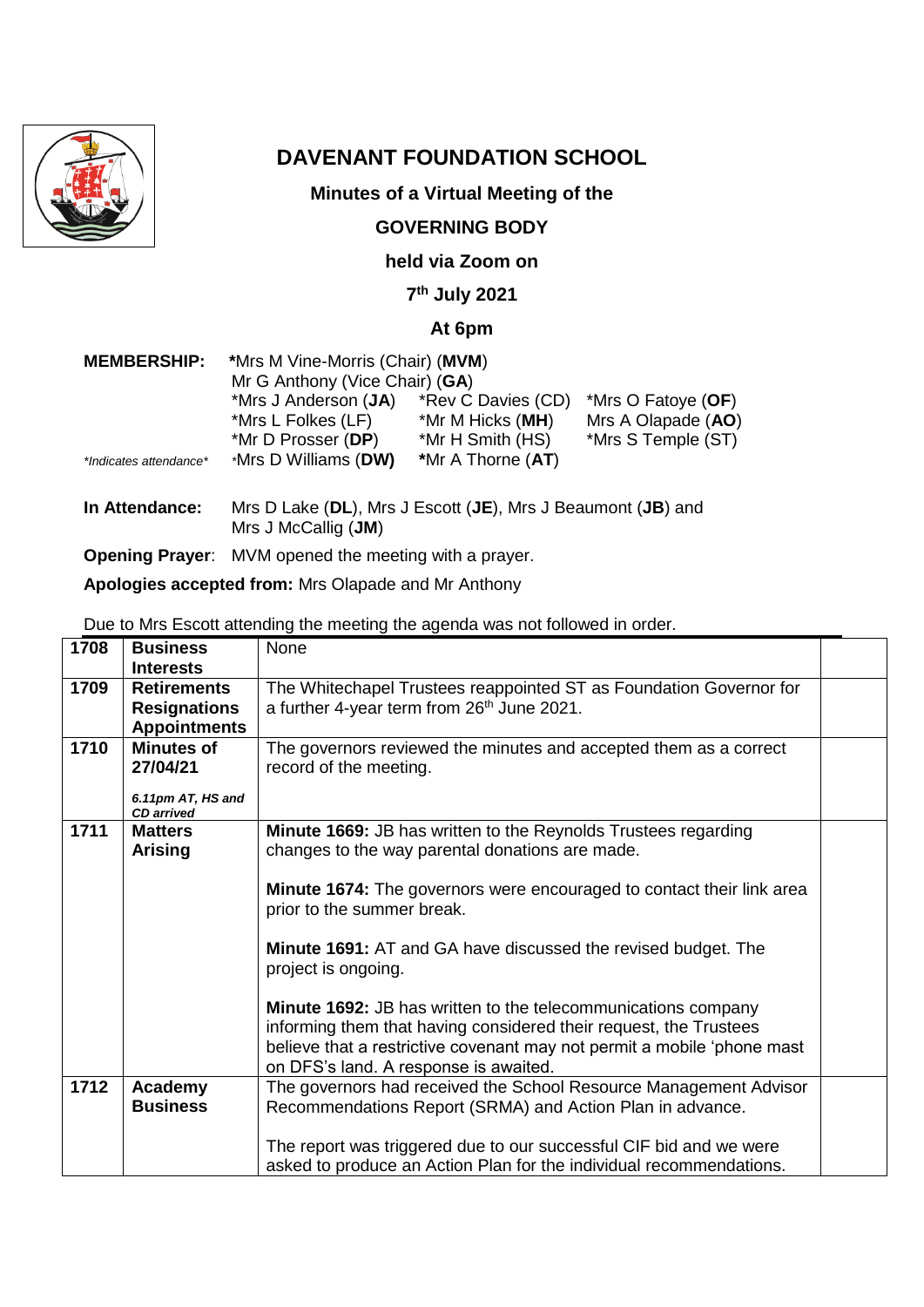# DAVENANT FOUNDATION SCHOOL

**Minutes of a Virtual Meeting of the**

**GOVERNING BODY**

**held via Zoom on**

**7th July 2021**

**At 6pm**

**MEMBERSHIP:** ***Mrs M Vine-Morris (Chair) (**MVM**)
Mr G Anthony (Vice Chair) (**GA**)
*Mrs J Anderson (**JA**) *Rev C Davies (CD) *Mrs O Fatoye (**OF**)
*Mrs L Folkes (LF) *Mr M Hicks (**MH**) Mrs A Olapade (**AO**)
*Mr D Prosser (**DP**) *Mr H Smith (HS) *Mrs S Temple (ST)
*Mrs D Williams (**DW**) ***Mr A Thorne (**AT**)

*\*Indicates attendance\**

**In Attendance:** Mrs D Lake (**DL**), Mrs J Escott (**JE**), Mrs J Beaumont (**JB**) and Mrs J McCallig (**JM**)

**Opening Prayer**: MVM opened the meeting with a prayer.

**Apologies accepted from:** Mrs Olapade and Mr Anthony

Due to Mrs Escott attending the meeting the agenda was not followed in order.

| | | | |
|---|---|---|---|
| 1708 | **Business Interests** | None | |
| 1709 | **Retirements Resignations Appointments** | The Whitechapel Trustees reappointed ST as Foundation Governor for a further 4-year term from 26th June 2021. | |
| 1710 | **Minutes of 27/04/21**<br><br>***6.11pm AT, HS and CD arrived*** | The governors reviewed the minutes and accepted them as a correct record of the meeting. | |
| 1711 | **Matters Arising** | **Minute 1669:** JB has written to the Reynolds Trustees regarding changes to the way parental donations are made.<br><br>**Minute 1674:** The governors were encouraged to contact their link area prior to the summer break.<br><br>**Minute 1691:** AT and GA have discussed the revised budget. The project is ongoing.<br><br>**Minute 1692:** JB has written to the telecommunications company informing them that having considered their request, the Trustees believe that a restrictive covenant may not permit a mobile 'phone mast on DFS's land. A response is awaited. | |
| 1712 | **Academy Business** | The governors had received the School Resource Management Advisor Recommendations Report (SRMA) and Action Plan in advance.<br><br>The report was triggered due to our successful CIF bid and we were asked to produce an Action Plan for the individual recommendations. | |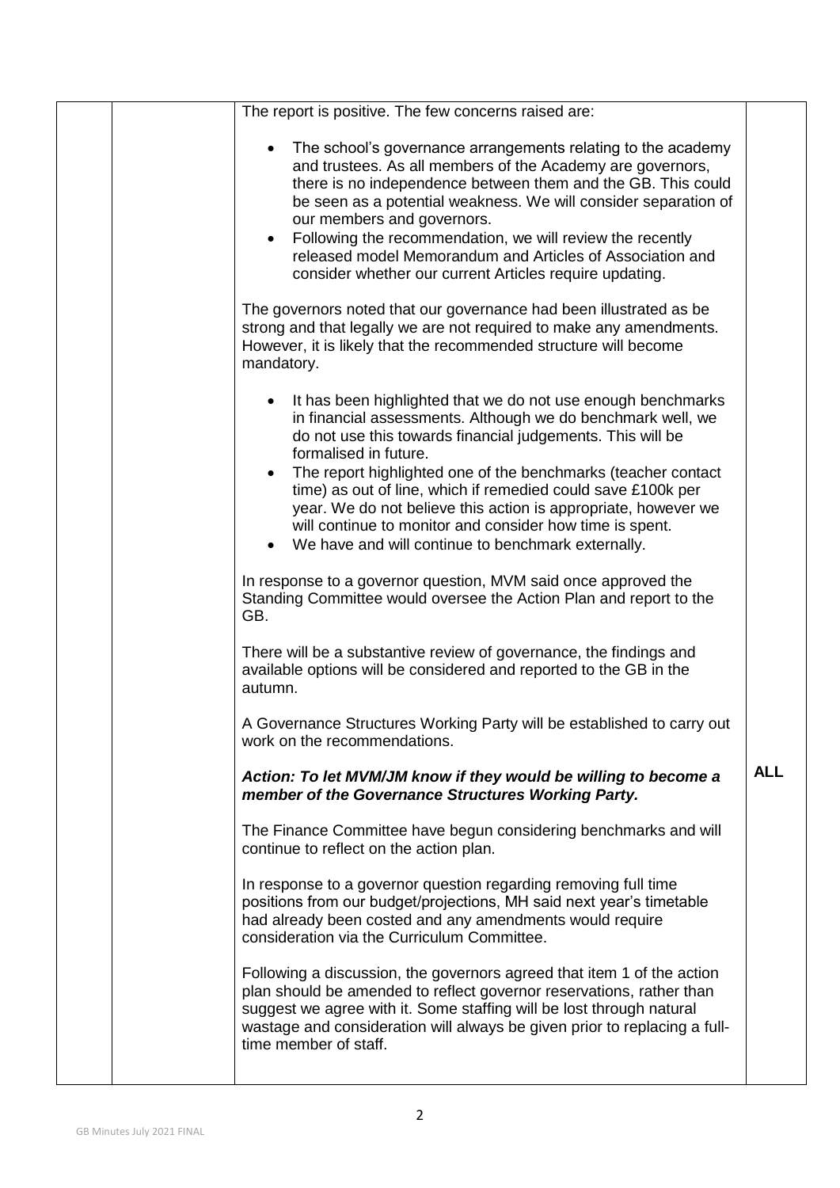| | | | |
|---|---|---|---|
| | | The report is positive. The few concerns raised are:<br><br>- The school's governance arrangements relating to the academy and trustees. As all members of the Academy are governors, there is no independence between them and the GB. This could be seen as a potential weakness. We will consider separation of our members and governors.<br>- Following the recommendation, we will review the recently released model Memorandum and Articles of Association and consider whether our current Articles require updating.<br><br>The governors noted that our governance had been illustrated as be strong and that legally we are not required to make any amendments. However, it is likely that the recommended structure will become mandatory.<br><br>- It has been highlighted that we do not use enough benchmarks in financial assessments. Although we do benchmark well, we do not use this towards financial judgements. This will be formalised in future.<br>- The report highlighted one of the benchmarks (teacher contact time) as out of line, which if remedied could save £100k per year. We do not believe this action is appropriate, however we will continue to monitor and consider how time is spent.<br>- We have and will continue to benchmark externally.<br><br>In response to a governor question, MVM said once approved the Standing Committee would oversee the Action Plan and report to the GB.<br><br>There will be a substantive review of governance, the findings and available options will be considered and reported to the GB in the autumn.<br><br>A Governance Structures Working Party will be established to carry out work on the recommendations.<br><br>***Action: To let MVM/JM know if they would be willing to become a member of the Governance Structures Working Party.***<br><br>The Finance Committee have begun considering benchmarks and will continue to reflect on the action plan.<br><br>In response to a governor question regarding removing full time positions from our budget/projections, MH said next year's timetable had already been costed and any amendments would require consideration via the Curriculum Committee.<br><br>Following a discussion, the governors agreed that item 1 of the action plan should be amended to reflect governor reservations, rather than suggest we agree with it. Some staffing will be lost through natural wastage and consideration will always be given prior to replacing a full-time member of staff. | **ALL** |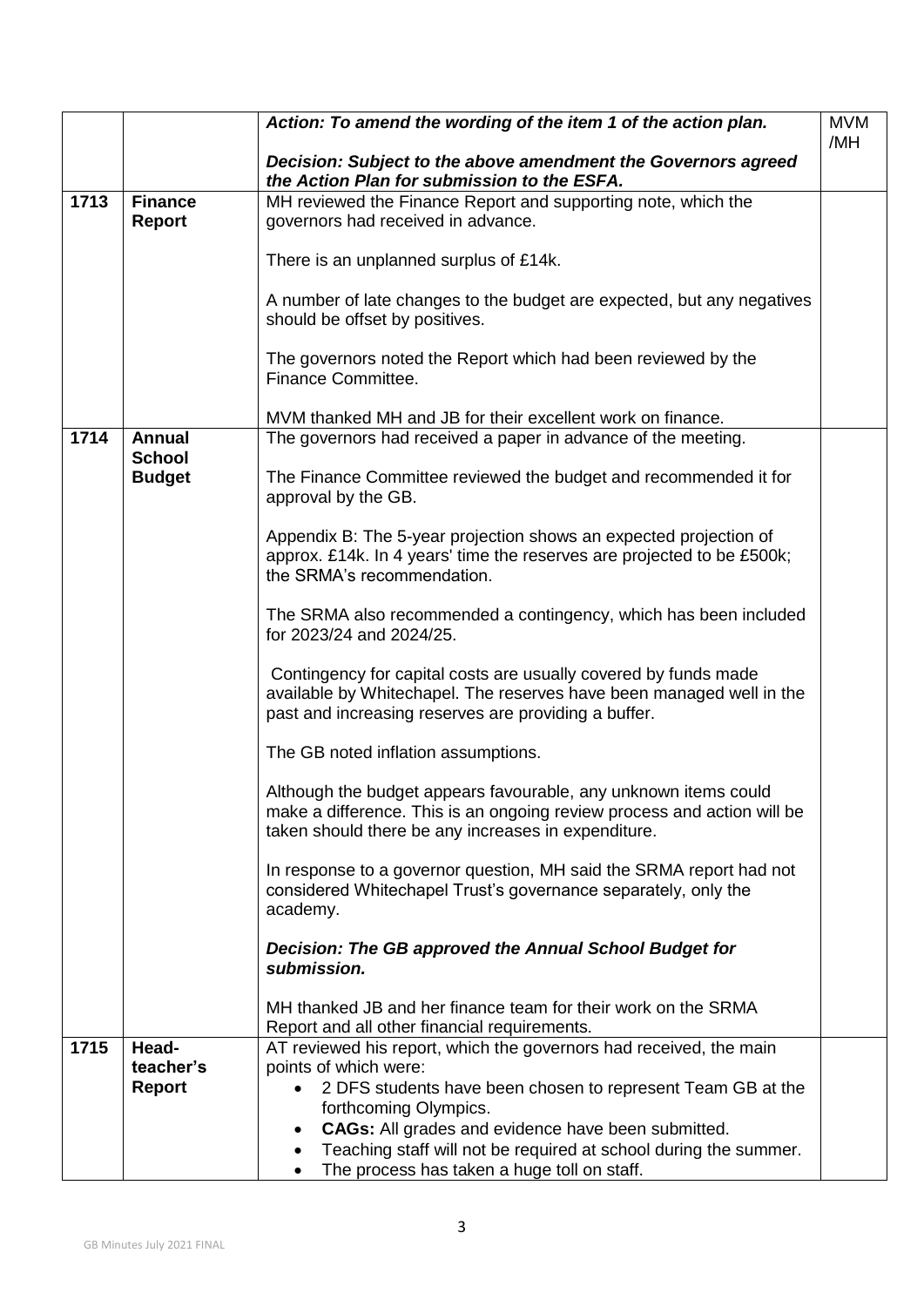| | | | |
|---|---|---|---|
| | | ***Action: To amend the wording of the item 1 of the action plan.***<br><br>***Decision: Subject to the above amendment the Governors agreed the Action Plan for submission to the ESFA.*** | MVM /MH |
| **1713** | **Finance Report** | MH reviewed the Finance Report and supporting note, which the governors had received in advance.<br><br>There is an unplanned surplus of £14k.<br><br>A number of late changes to the budget are expected, but any negatives should be offset by positives.<br><br>The governors noted the Report which had been reviewed by the Finance Committee.<br><br>MVM thanked MH and JB for their excellent work on finance. | |
| **1714** | **Annual School Budget** | The governors had received a paper in advance of the meeting.<br><br>The Finance Committee reviewed the budget and recommended it for approval by the GB.<br><br>Appendix B: The 5-year projection shows an expected projection of approx. £14k. In 4 years' time the reserves are projected to be £500k; the SRMA's recommendation.<br><br>The SRMA also recommended a contingency, which has been included for 2023/24 and 2024/25.<br><br>Contingency for capital costs are usually covered by funds made available by Whitechapel. The reserves have been managed well in the past and increasing reserves are providing a buffer.<br><br>The GB noted inflation assumptions.<br><br>Although the budget appears favourable, any unknown items could make a difference. This is an ongoing review process and action will be taken should there be any increases in expenditure.<br><br>In response to a governor question, MH said the SRMA report had not considered Whitechapel Trust's governance separately, only the academy.<br><br>***Decision: The GB approved the Annual School Budget for submission.***<br><br>MH thanked JB and her finance team for their work on the SRMA Report and all other financial requirements. | |
| **1715** | **Head-teacher's Report** | AT reviewed his report, which the governors had received, the main points of which were:<br>• 2 DFS students have been chosen to represent Team GB at the forthcoming Olympics.<br>• **CAGs:** All grades and evidence have been submitted.<br>• Teaching staff will not be required at school during the summer.<br>• The process has taken a huge toll on staff. | |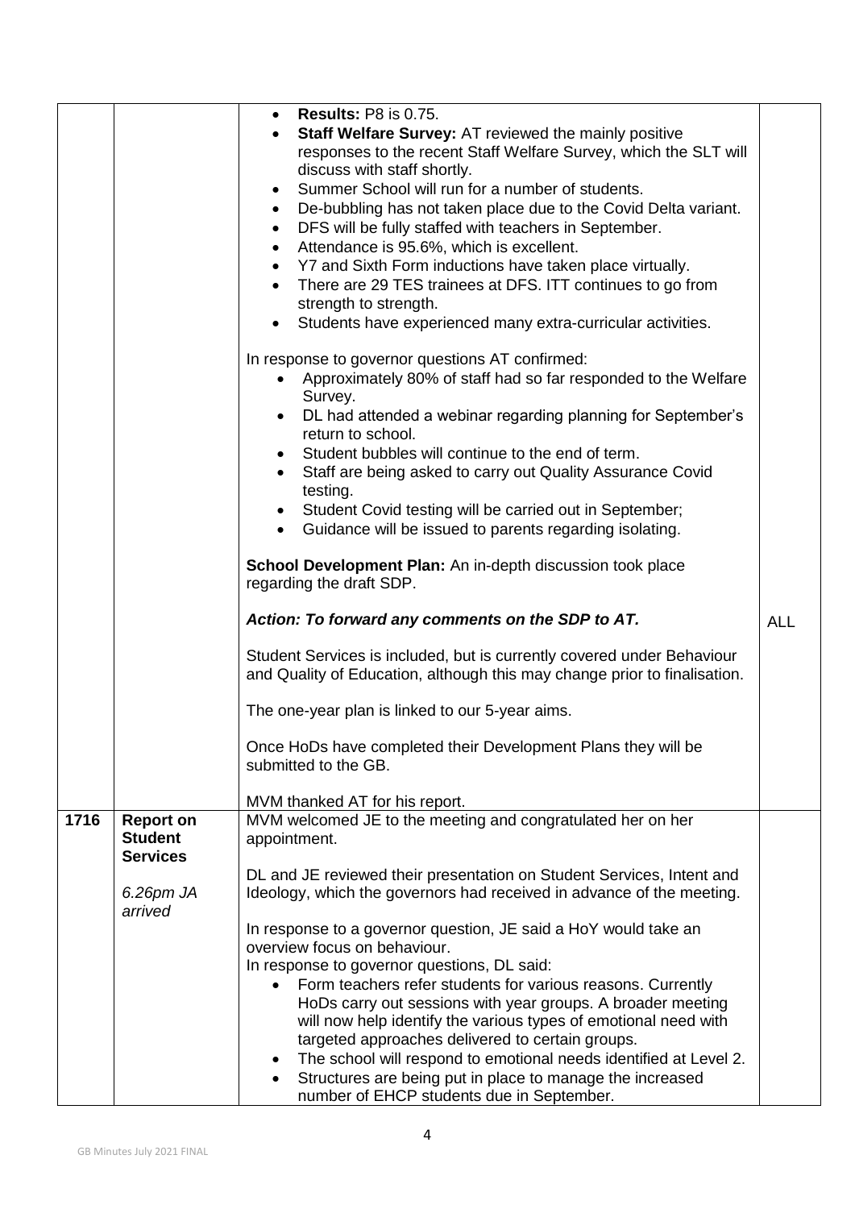| | | | |
|---|---|---|---|
| | | • **Results:** P8 is 0.75.<br>• **Staff Welfare Survey:** AT reviewed the mainly positive responses to the recent Staff Welfare Survey, which the SLT will discuss with staff shortly.<br>• Summer School will run for a number of students.<br>• De-bubbling has not taken place due to the Covid Delta variant.<br>• DFS will be fully staffed with teachers in September.<br>• Attendance is 95.6%, which is excellent.<br>• Y7 and Sixth Form inductions have taken place virtually.<br>• There are 29 TES trainees at DFS. ITT continues to go from strength to strength.<br>• Students have experienced many extra-curricular activities.<br><br>In response to governor questions AT confirmed:<br>• Approximately 80% of staff had so far responded to the Welfare Survey.<br>• DL had attended a webinar regarding planning for September's return to school.<br>• Student bubbles will continue to the end of term.<br>• Staff are being asked to carry out Quality Assurance Covid testing.<br>• Student Covid testing will be carried out in September;<br>• Guidance will be issued to parents regarding isolating.<br><br>**School Development Plan:** An in-depth discussion took place regarding the draft SDP.<br><br>***Action: To forward any comments on the SDP to AT.***<br><br>Student Services is included, but is currently covered under Behaviour and Quality of Education, although this may change prior to finalisation.<br><br>The one-year plan is linked to our 5-year aims.<br><br>Once HoDs have completed their Development Plans they will be submitted to the GB.<br><br>MVM thanked AT for his report. | ALL |
| **1716** | **Report on Student Services**<br><br>*6.26pm JA arrived* | MVM welcomed JE to the meeting and congratulated her on her appointment.<br><br>DL and JE reviewed their presentation on Student Services, Intent and Ideology, which the governors had received in advance of the meeting.<br><br>In response to a governor question, JE said a HoY would take an overview focus on behaviour.<br>In response to governor questions, DL said:<br>• Form teachers refer students for various reasons. Currently HoDs carry out sessions with year groups. A broader meeting will now help identify the various types of emotional need with targeted approaches delivered to certain groups.<br>• The school will respond to emotional needs identified at Level 2.<br>• Structures are being put in place to manage the increased number of EHCP students due in September. | |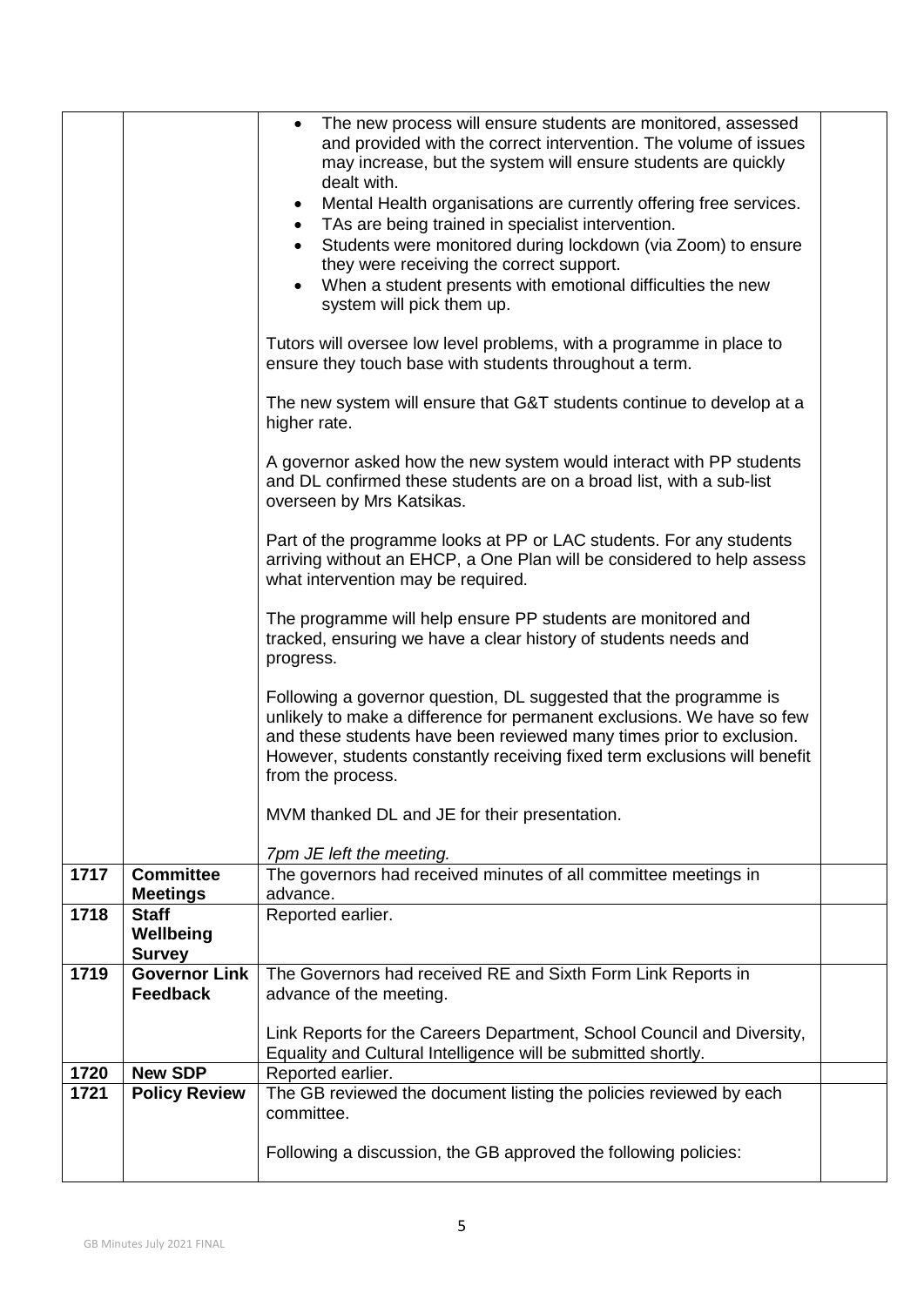| | | | |
|---|---|---|---|
| | | • The new process will ensure students are monitored, assessed and provided with the correct intervention. The volume of issues may increase, but the system will ensure students are quickly dealt with.<br>• Mental Health organisations are currently offering free services.<br>• TAs are being trained in specialist intervention.<br>• Students were monitored during lockdown (via Zoom) to ensure they were receiving the correct support.<br>• When a student presents with emotional difficulties the new system will pick them up.<br><br>Tutors will oversee low level problems, with a programme in place to ensure they touch base with students throughout a term.<br><br>The new system will ensure that G&T students continue to develop at a higher rate.<br><br>A governor asked how the new system would interact with PP students and DL confirmed these students are on a broad list, with a sub-list overseen by Mrs Katsikas.<br><br>Part of the programme looks at PP or LAC students. For any students arriving without an EHCP, a One Plan will be considered to help assess what intervention may be required.<br><br>The programme will help ensure PP students are monitored and tracked, ensuring we have a clear history of students needs and progress.<br><br>Following a governor question, DL suggested that the programme is unlikely to make a difference for permanent exclusions. We have so few and these students have been reviewed many times prior to exclusion. However, students constantly receiving fixed term exclusions will benefit from the process.<br><br>MVM thanked DL and JE for their presentation.<br><br>*7pm JE left the meeting.* | |
| **1717** | **Committee Meetings** | The governors had received minutes of all committee meetings in advance. | |
| **1718** | **Staff Wellbeing Survey** | Reported earlier. | |
| **1719** | **Governor Link Feedback** | The Governors had received RE and Sixth Form Link Reports in advance of the meeting.<br><br>Link Reports for the Careers Department, School Council and Diversity, Equality and Cultural Intelligence will be submitted shortly. | |
| **1720** | **New SDP** | Reported earlier. | |
| **1721** | **Policy Review** | The GB reviewed the document listing the policies reviewed by each committee.<br><br>Following a discussion, the GB approved the following policies: | |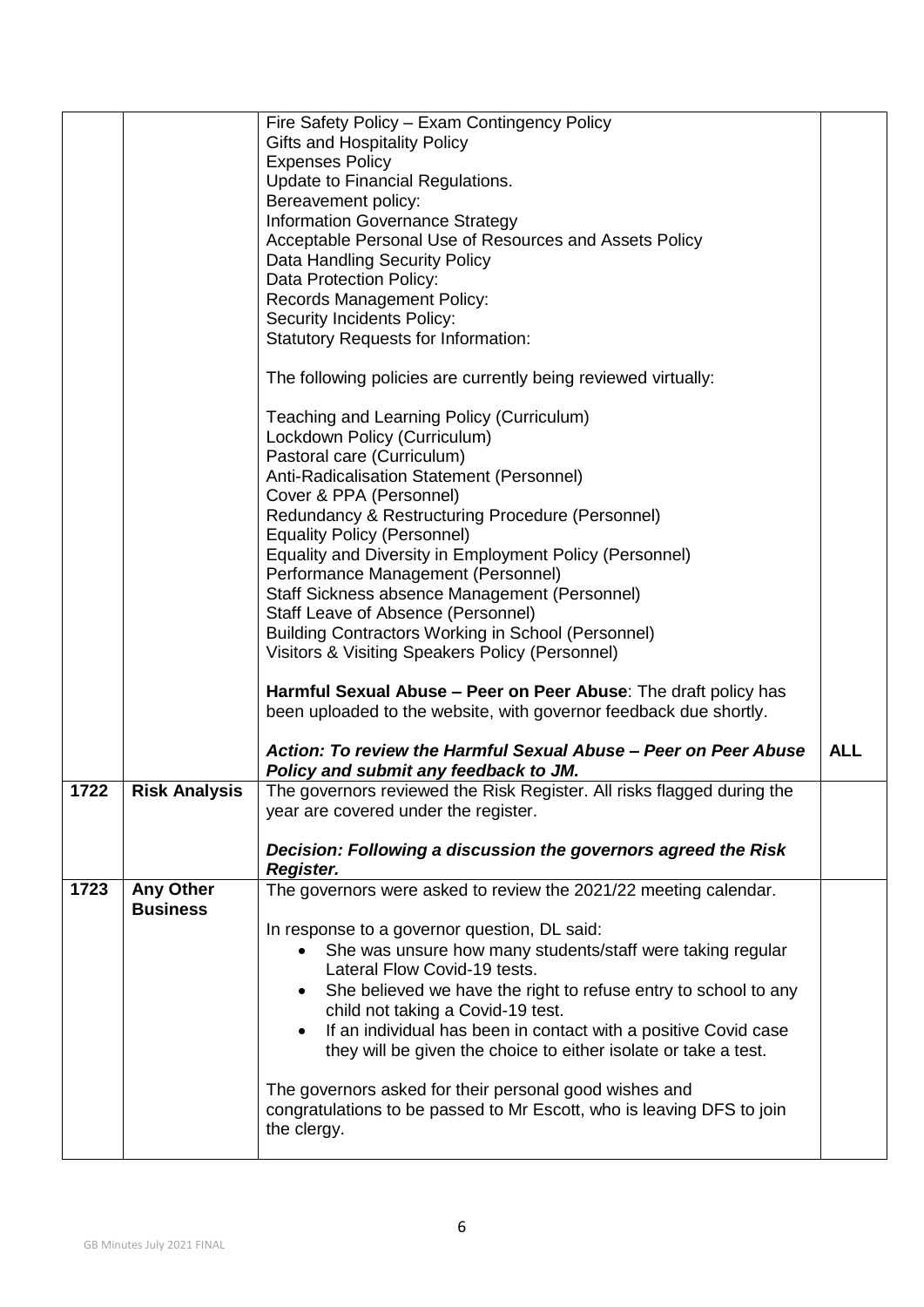| | | | |
|---|---|---|---|
| | | Fire Safety Policy – Exam Contingency Policy<br>Gifts and Hospitality Policy<br>Expenses Policy<br>Update to Financial Regulations.<br>Bereavement policy:<br>Information Governance Strategy<br>Acceptable Personal Use of Resources and Assets Policy<br>Data Handling Security Policy<br>Data Protection Policy:<br>Records Management Policy:<br>Security Incidents Policy:<br>Statutory Requests for Information:<br><br>The following policies are currently being reviewed virtually:<br><br>Teaching and Learning Policy (Curriculum)<br>Lockdown Policy (Curriculum)<br>Pastoral care (Curriculum)<br>Anti-Radicalisation Statement (Personnel)<br>Cover & PPA (Personnel)<br>Redundancy & Restructuring Procedure (Personnel)<br>Equality Policy (Personnel)<br>Equality and Diversity in Employment Policy (Personnel)<br>Performance Management (Personnel)<br>Staff Sickness absence Management (Personnel)<br>Staff Leave of Absence (Personnel)<br>Building Contractors Working in School (Personnel)<br>Visitors & Visiting Speakers Policy (Personnel)<br><br>**Harmful Sexual Abuse – Peer on Peer Abuse**: The draft policy has been uploaded to the website, with governor feedback due shortly.<br><br>***Action: To review the Harmful Sexual Abuse – Peer on Peer Abuse Policy and submit any feedback to JM.*** | **ALL** |
| **1722** | **Risk Analysis** | The governors reviewed the Risk Register. All risks flagged during the year are covered under the register.<br><br>***Decision: Following a discussion the governors agreed the Risk Register.*** | |
| **1723** | **Any Other Business** | The governors were asked to review the 2021/22 meeting calendar.<br><br>In response to a governor question, DL said:<br>• She was unsure how many students/staff were taking regular Lateral Flow Covid-19 tests.<br>• She believed we have the right to refuse entry to school to any child not taking a Covid-19 test.<br>• If an individual has been in contact with a positive Covid case they will be given the choice to either isolate or take a test.<br><br>The governors asked for their personal good wishes and congratulations to be passed to Mr Escott, who is leaving DFS to join the clergy. | |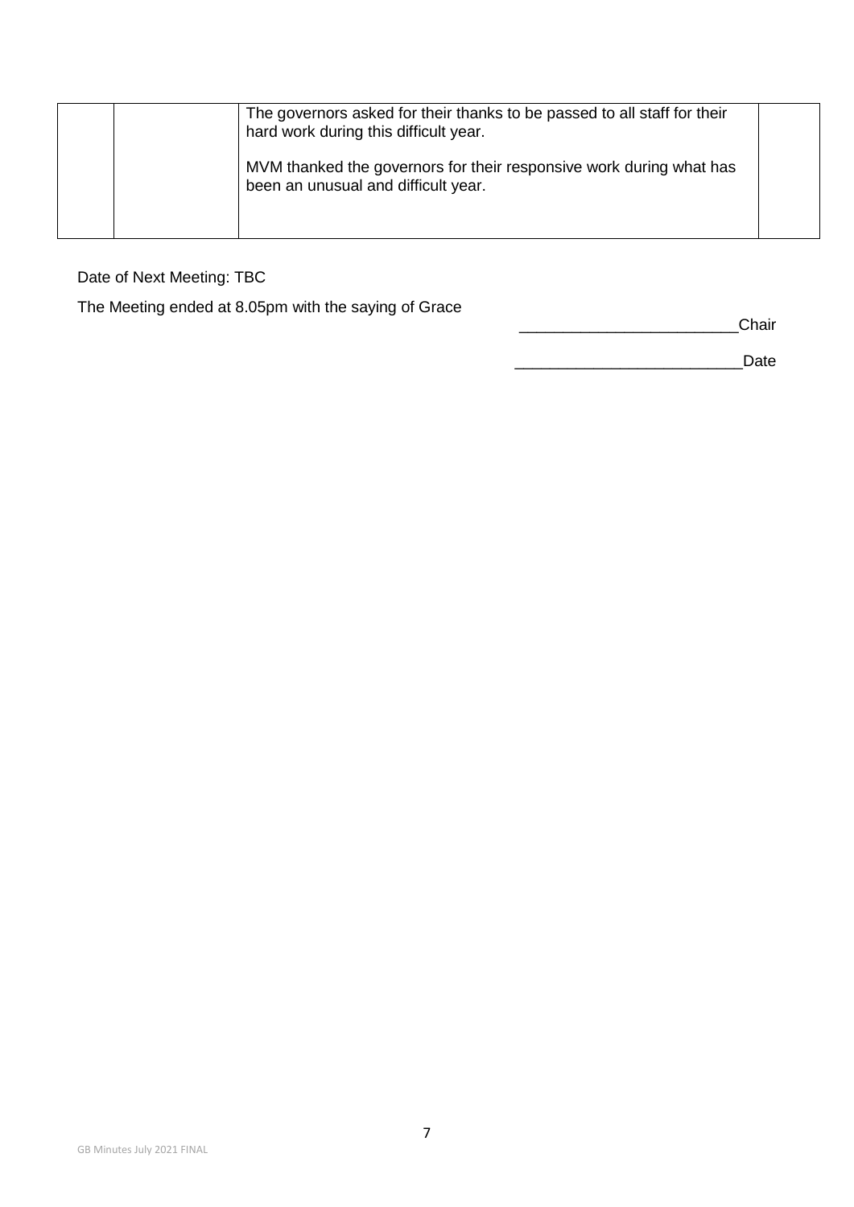| | | | |
|---|---|---|---|
| | | The governors asked for their thanks to be passed to all staff for their hard work during this difficult year.<br><br>MVM thanked the governors for their responsive work during what has been an unusual and difficult year. | |

Date of Next Meeting: TBC

The Meeting ended at 8.05pm with the saying of Grace

________________________Chair

_________________________Date